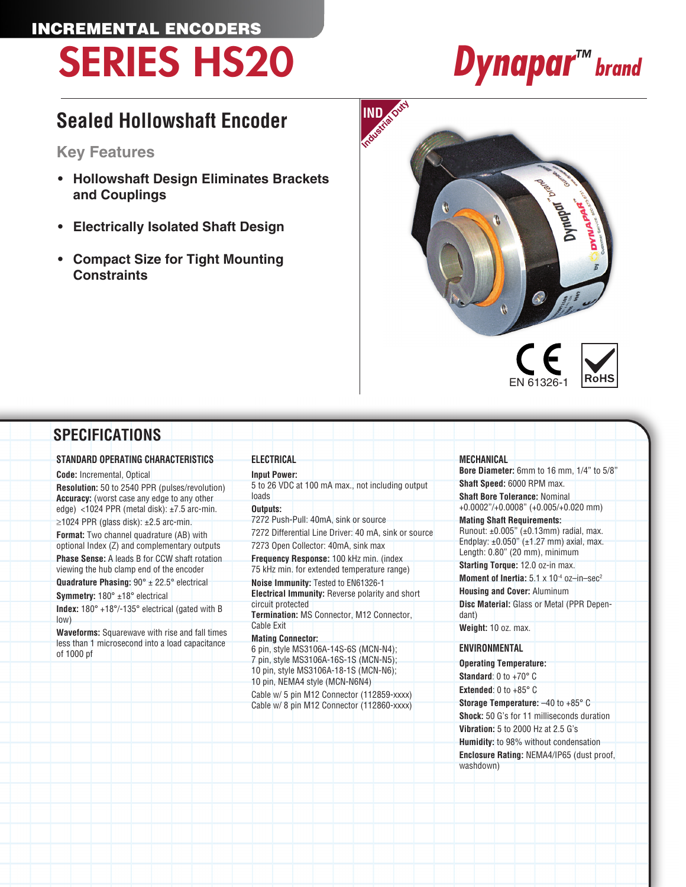INCREMENTAL ENCODERS

# SERIES HS20

Dynapar™ brand

## Sealed Hollowshaft Encoder

### Key Features

- **Hollowshaft Design Eliminates Brackets and Couplings**
- **Electrically Isolated Shaft Design**
- **Compact Size for Tight Mounting Constraints**

IND Industrial Duty

EN 61326-1

RoHS

## SPECIFICATIONS

### STANDARD OPERATING CHARACTERISTICS

**Code:** Incremental, Optical

**Resolution:** 50 to 2540 PPR (pulses/revolution)

**Accuracy:** (worst case any edge to any other edge) <1024 PPR (metal disk): ±7.5 arc-min.
≥1024 PPR (glass disk): ±2.5 arc-min.

**Format:** Two channel quadrature (AB) with optional Index (Z) and complementary outputs

**Phase Sense:** A leads B for CCW shaft rotation viewing the hub clamp end of the encoder

**Quadrature Phasing:** 90° ± 22.5° electrical

**Symmetry:** 180° ±18° electrical

**Index:** 180° +18°/-135° electrical (gated with B low)

**Waveforms:** Squarewave with rise and fall times less than 1 microsecond into a load capacitance of 1000 pf

### ELECTRICAL

**Input Power:**
5 to 26 VDC at 100 mA max., not including output loads

**Outputs:**
7272 Push-Pull: 40mA, sink or source
7272 Differential Line Driver: 40 mA, sink or source
7273 Open Collector: 40mA, sink max

**Frequency Response:** 100 kHz min. (index 75 kHz min. for extended temperature range)

**Noise Immunity:** Tested to EN61326-1

**Electrical Immunity:** Reverse polarity and short circuit protected

**Termination:** MS Connector, M12 Connector, Cable Exit

**Mating Connector:**
6 pin, style MS3106A-14S-6S (MCN-N4);
7 pin, style MS3106A-16S-1S (MCN-N5);
10 pin, style MS3106A-18-1S (MCN-N6);
10 pin, NEMA4 style (MCN-N6N4)

Cable w/ 5 pin M12 Connector (112859-xxxx)
Cable w/ 8 pin M12 Connector (112860-xxxx)

### MECHANICAL

**Bore Diameter:** 6mm to 16 mm, 1/4" to 5/8"

**Shaft Speed:** 6000 RPM max.

**Shaft Bore Tolerance:** Nominal +0.0002"/+0.0008" (+0.005/+0.020 mm)

**Mating Shaft Requirements:**
Runout: ±0.005" (±0.13mm) radial, max.
Endplay: ±0.050" (±1.27 mm) axial, max.
Length: 0.80" (20 mm), minimum

**Starting Torque:** 12.0 oz-in max.

**Moment of Inertia:** $5.1 \times 10^{-4}$ oz–in–sec$^2$

**Housing and Cover:** Aluminum

**Disc Material:** Glass or Metal (PPR Dependant)

**Weight:** 10 oz. max.

### ENVIRONMENTAL

**Operating Temperature:**

**Standard**: 0 to +70° C

**Extended**: 0 to +85° C

**Storage Temperature:** –40 to +85° C

**Shock:** 50 G's for 11 milliseconds duration

**Vibration:** 5 to 2000 Hz at 2.5 G's

**Humidity:** to 98% without condensation

**Enclosure Rating:** NEMA4/IP65 (dust proof, washdown)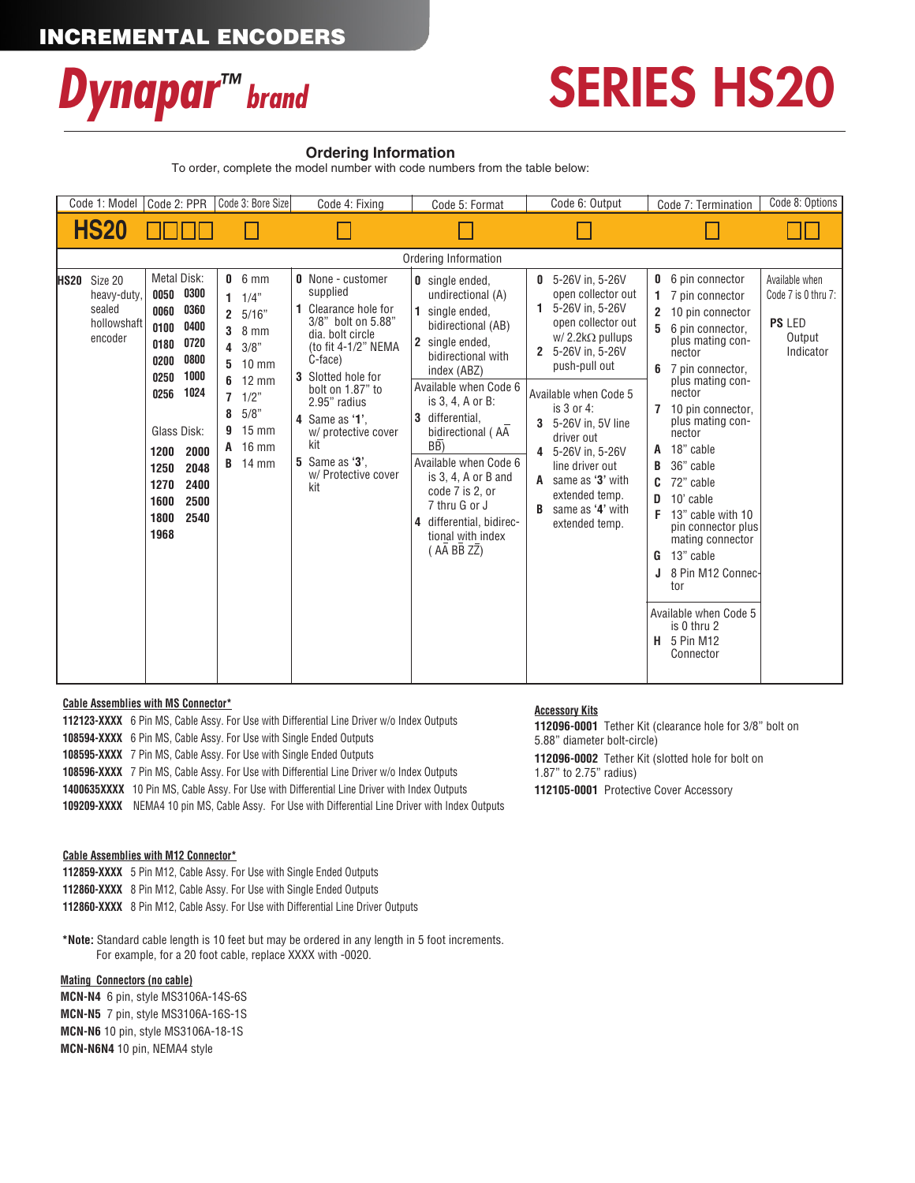# INCREMENTAL ENCODERS

# Dynapar™ brand

# SERIES HS20

## Ordering Information

To order, complete the model number with code numbers from the table below:

| Code 1: Model | Code 2: PPR | Code 3: Bore Size | Code 4: Fixing | Code 5: Format | Code 6: Output | Code 7: Termination | Code 8: Options |
|---|---|---|---|---|---|---|---|
| **HS20** | ☐☐☐☐ | ☐ | ☐ | ☐ | ☐ | ☐ | ☐☐ |
| **Ordering Information** | | | | | | | |
| **HS20** Size 20 heavy-duty, sealed hollowshaft encoder | Metal Disk:<br>**0050** **0300**<br>**0060** **0360**<br>**0100** **0400**<br>**0180** **0720**<br>**0200** **0800**<br>**0250** **1000**<br>**0256** **1024**<br><br>Glass Disk:<br>**1200** **2000**<br>**1250** **2048**<br>**1270** **2400**<br>**1600** **2500**<br>**1800** **2540**<br>**1968** | **0** 6 mm<br>**1** 1/4"<br>**2** 5/16"<br>**3** 8 mm<br>**4** 3/8"<br>**5** 10 mm<br>**6** 12 mm<br>**7** 1/2"<br>**8** 5/8"<br>**9** 15 mm<br>**A** 16 mm<br>**B** 14 mm | **0** None - customer supplied<br>**1** Clearance hole for 3/8" bolt on 5.88" dia. bolt circle (to fit 4-1/2" NEMA C-face)<br>**3** Slotted hole for bolt on 1.87" to 2.95" radius<br>**4** Same as '**1**', w/ protective cover kit<br>**5** Same as '**3**', w/ Protective cover kit | **0** single ended, undirectional (A)<br>**1** single ended, bidirectional (AB)<br>**2** single ended, bidirectional with index (ABZ)<br>Available when Code 6 is 3, 4, A or B:<br>**3** differential, bidirectional ( $A\bar{A}$ $B\bar{B}$)<br>Available when Code 6 is 3, 4, A or B and code 7 is 2, or 7 thru G or J<br>**4** differential, bidirectional with index ( $A\bar{A}$ $B\bar{B}$ $Z\bar{Z}$) | **0** 5-26V in, 5-26V open collector out<br>**1** 5-26V in, 5-26V open collector out w/ 2.2kΩ pullups<br>**2** 5-26V in, 5-26V push-pull out<br>Available when Code 5 is 3 or 4:<br>**3** 5-26V in, 5V line driver out<br>**4** 5-26V in, 5-26V line driver out<br>**A** same as '**3**' with extended temp.<br>**B** same as '**4**' with extended temp. | **0** 6 pin connector<br>**1** 7 pin connector<br>**2** 10 pin connector<br>**5** 6 pin connector, plus mating connector<br>**6** 7 pin connector, plus mating connector<br>**7** 10 pin connector, plus mating connector<br>**A** 18" cable<br>**B** 36" cable<br>**C** 72" cable<br>**D** 10' cable<br>**F** 13" cable with 10 pin connector plus mating connector<br>**G** 13" cable<br>**J** 8 Pin M12 Connector<br>Available when Code 5 is 0 thru 2<br>**H** 5 Pin M12 Connector | Available when Code 7 is 0 thru 7:<br>**PS** LED Output Indicator |

### Cable Assemblies with MS Connector*

**112123-XXXX** 6 Pin MS, Cable Assy. For Use with Differential Line Driver w/o Index Outputs
**108594-XXXX** 6 Pin MS, Cable Assy. For Use with Single Ended Outputs
**108595-XXXX** 7 Pin MS, Cable Assy. For Use with Single Ended Outputs
**108596-XXXX** 7 Pin MS, Cable Assy. For Use with Differential Line Driver w/o Index Outputs
**1400635XXXX** 10 Pin MS, Cable Assy. For Use with Differential Line Driver with Index Outputs
**109209-XXXX** NEMA4 10 pin MS, Cable Assy. For Use with Differential Line Driver with Index Outputs

### Cable Assemblies with M12 Connector*

**112859-XXXX** 5 Pin M12, Cable Assy. For Use with Single Ended Outputs
**112860-XXXX** 8 Pin M12, Cable Assy. For Use with Single Ended Outputs
**112860-XXXX** 8 Pin M12, Cable Assy. For Use with Differential Line Driver Outputs

***Note:** Standard cable length is 10 feet but may be ordered in any length in 5 foot increments. For example, for a 20 foot cable, replace XXXX with -0020.

### Mating Connectors (no cable)

**MCN-N4** 6 pin, style MS3106A-14S-6S
**MCN-N5** 7 pin, style MS3106A-16S-1S
**MCN-N6** 10 pin, style MS3106A-18-1S
**MCN-N6N4** 10 pin, NEMA4 style

### Accessory Kits

**112096-0001** Tether Kit (clearance hole for 3/8" bolt on 5.88" diameter bolt-circle)
**112096-0002** Tether Kit (slotted hole for bolt on 1.87" to 2.75" radius)
**112105-0001** Protective Cover Accessory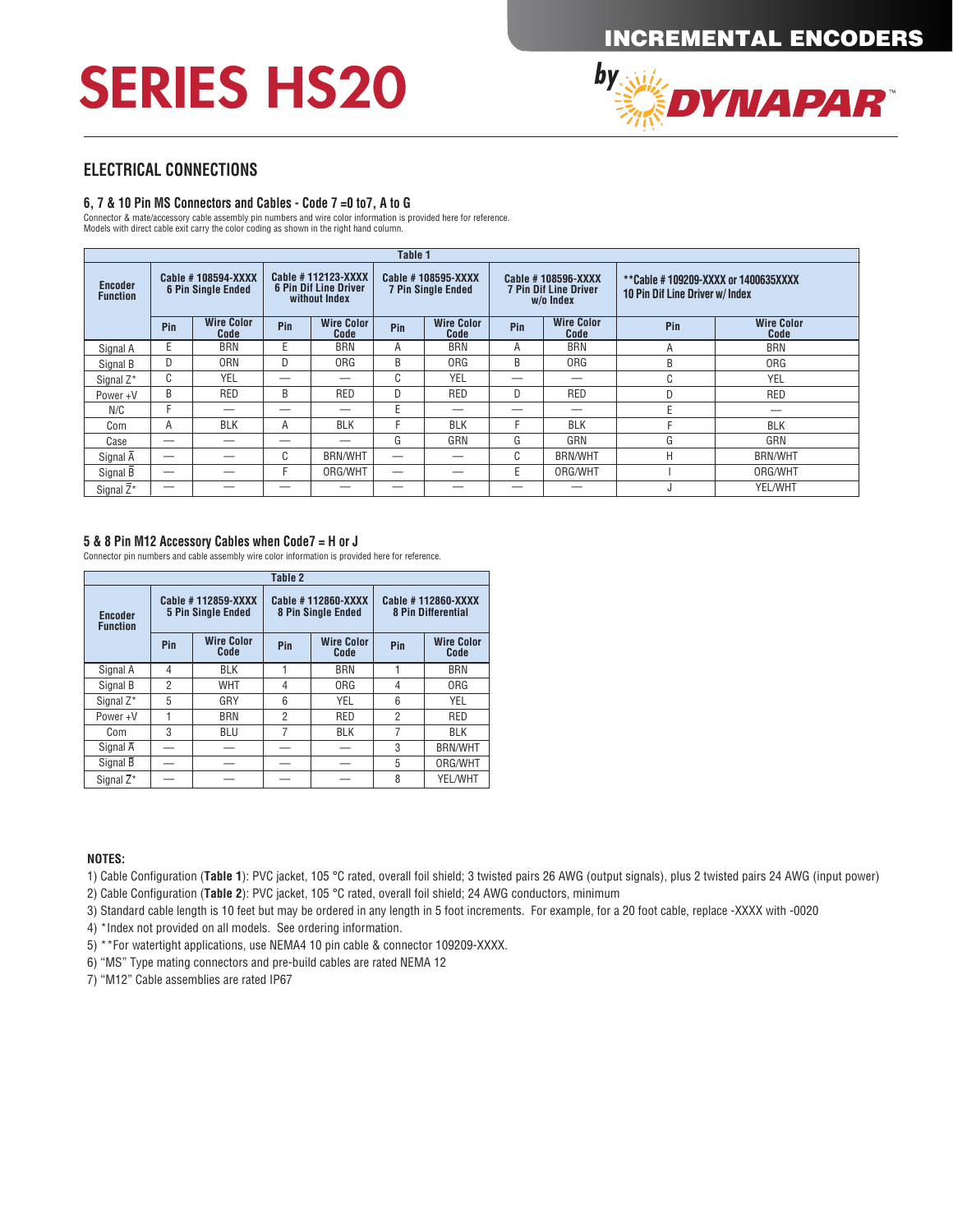# SERIES HS20

INCREMENTAL ENCODERS by DYNAPAR

## ELECTRICAL CONNECTIONS

### 6, 7 & 10 Pin MS Connectors and Cables - Code 7 =0 to7, A to G

Connector & mate/accessory cable assembly pin numbers and wire color information is provided here for reference.
Models with direct cable exit carry the color coding as shown in the right hand column.

**Table 1**

| Encoder Function | Cable # 108594-XXXX 6 Pin Single Ended | | Cable # 112123-XXXX 6 Pin Dif Line Driver without Index | | Cable # 108595-XXXX 7 Pin Single Ended | | Cable # 108596-XXXX 7 Pin Dif Line Driver w/o Index | | **Cable # 109209-XXXX or 1400635XXXX 10 Pin Dif Line Driver w/ Index | |
|---|---|---|---|---|---|---|---|---|---|---|
| | Pin | Wire Color Code | Pin | Wire Color Code | Pin | Wire Color Code | Pin | Wire Color Code | Pin | Wire Color Code |
| Signal A | E | BRN | E | BRN | A | BRN | A | BRN | A | BRN |
| Signal B | D | ORN | D | ORG | B | ORG | B | ORG | B | ORG |
| Signal Z* | C | YEL | — | — | C | YEL | — | — | C | YEL |
| Power +V | B | RED | B | RED | D | RED | D | RED | D | RED |
| N/C | F | — | — | — | E | — | — | — | E | — |
| Com | A | BLK | A | BLK | F | BLK | F | BLK | F | BLK |
| Case | — | — | — | — | G | GRN | G | GRN | G | GRN |
| Signal $\bar{A}$ | — | — | C | BRN/WHT | — | — | C | BRN/WHT | H | BRN/WHT |
| Signal $\bar{B}$ | — | — | F | ORG/WHT | — | — | E | ORG/WHT | I | ORG/WHT |
| Signal $\bar{Z}$* | — | — | — | — | — | — | — | — | J | YEL/WHT |

### 5 & 8 Pin M12 Accessory Cables when Code7 = H or J

Connector pin numbers and cable assembly wire color information is provided here for reference.

**Table 2**

| Encoder Function | Cable # 112859-XXXX 5 Pin Single Ended | | Cable # 112860-XXXX 8 Pin Single Ended | | Cable # 112860-XXXX 8 Pin Differential | |
|---|---|---|---|---|---|---|
| | Pin | Wire Color Code | Pin | Wire Color Code | Pin | Wire Color Code |
| Signal A | 4 | BLK | 1 | BRN | 1 | BRN |
| Signal B | 2 | WHT | 4 | ORG | 4 | ORG |
| Signal Z* | 5 | GRY | 6 | YEL | 6 | YEL |
| Power +V | 1 | BRN | 2 | RED | 2 | RED |
| Com | 3 | BLU | 7 | BLK | 7 | BLK |
| Signal $\bar{A}$ | — | — | — | — | 3 | BRN/WHT |
| Signal $\bar{B}$ | — | — | — | — | 5 | ORG/WHT |
| Signal $\bar{Z}$* | — | — | — | — | 8 | YEL/WHT |

**NOTES:**

1) Cable Configuration (**Table 1**): PVC jacket, 105 °C rated, overall foil shield; 3 twisted pairs 26 AWG (output signals), plus 2 twisted pairs 24 AWG (input power)
2) Cable Configuration (**Table 2**): PVC jacket, 105 °C rated, overall foil shield; 24 AWG conductors, minimum
3) Standard cable length is 10 feet but may be ordered in any length in 5 foot increments. For example, for a 20 foot cable, replace -XXXX with -0020
4) *Index not provided on all models. See ordering information.
5) **For watertight applications, use NEMA4 10 pin cable & connector 109209-XXXX.
6) "MS" Type mating connectors and pre-build cables are rated NEMA 12
7) "M12" Cable assemblies are rated IP67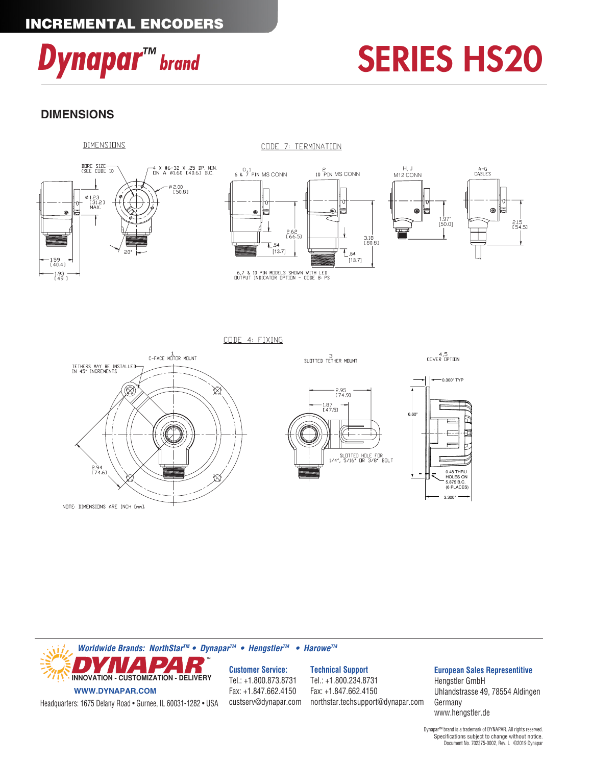# Dynapar™ brand — SERIES HS20

## DIMENSIONS

DIMENSIONS

BORE SIZE (SEE CODE 3)

4 X #6-32 X .25 DP. MIN. ON A Ø1.60 [40.6] B.C.

Ø 2.00 [50.8]

Ø 1.23 [31.2] MAX.

20°

1.59 [40.4]

1.93 [49]

CODE 7: TERMINATION

0,1
6 & 7 PIN MS CONN

2.62 [66.5]

.54 [13.7]

2
10 PIN MS CONN

3.18 [80.8]

.54 [13.7]

H, J
M12 CONN

1.97" [50.0]

A-G
CABLES

2.15 [54.5]

6,7 & 10 PIN MODELS SHOWN WITH LED OUTPUT INDICATOR OPTION - CODE 8: PS

CODE 4: FIXING

1
C-FACE MOTOR MOUNT

TETHERS MAY BE INSTALLED IN 45° INCREMENTS

2.94 [74.6]

3
SLOTTED TETHER MOUNT

2.95 [74.9]

1.87 [47.5]

SLOTTED HOLE FOR 1/4", 5/16" OR 3/8" BOLT

4,5
COVER OPTION

0.300" TYP

6.60"

0.48 THRU HOLES ON 5.875 B.C. (6 PLACES)

3.300"

NOTE: DIMENSIONS ARE INCH [mm].

---

*Worldwide Brands: NorthStar™ • Dynapar™ • Hengstler™ • Harowe™*

DYNAPAR™
INNOVATION - CUSTOMIZATION - DELIVERY

**WWW.DYNAPAR.COM**

Headquarters: 1675 Delany Road • Gurnee, IL 60031-1282 • USA

**Customer Service:**
Tel.: +1.800.873.8731
Fax: +1.847.662.4150
custserv@dynapar.com

**Technical Support**
Tel.: +1.800.234.8731
Fax: +1.847.662.4150
northstar.techsupport@dynapar.com

**European Sales Representitive**
Hengstler GmbH
Uhlandstrasse 49, 78554 Aldingen
Germany
www.hengstler.de

Dynapar™ brand is a trademark of DYNAPAR. All rights reserved.
Specifications subject to change without notice.
Document No. 702375-0002, Rev. L ©2019 Dynapar